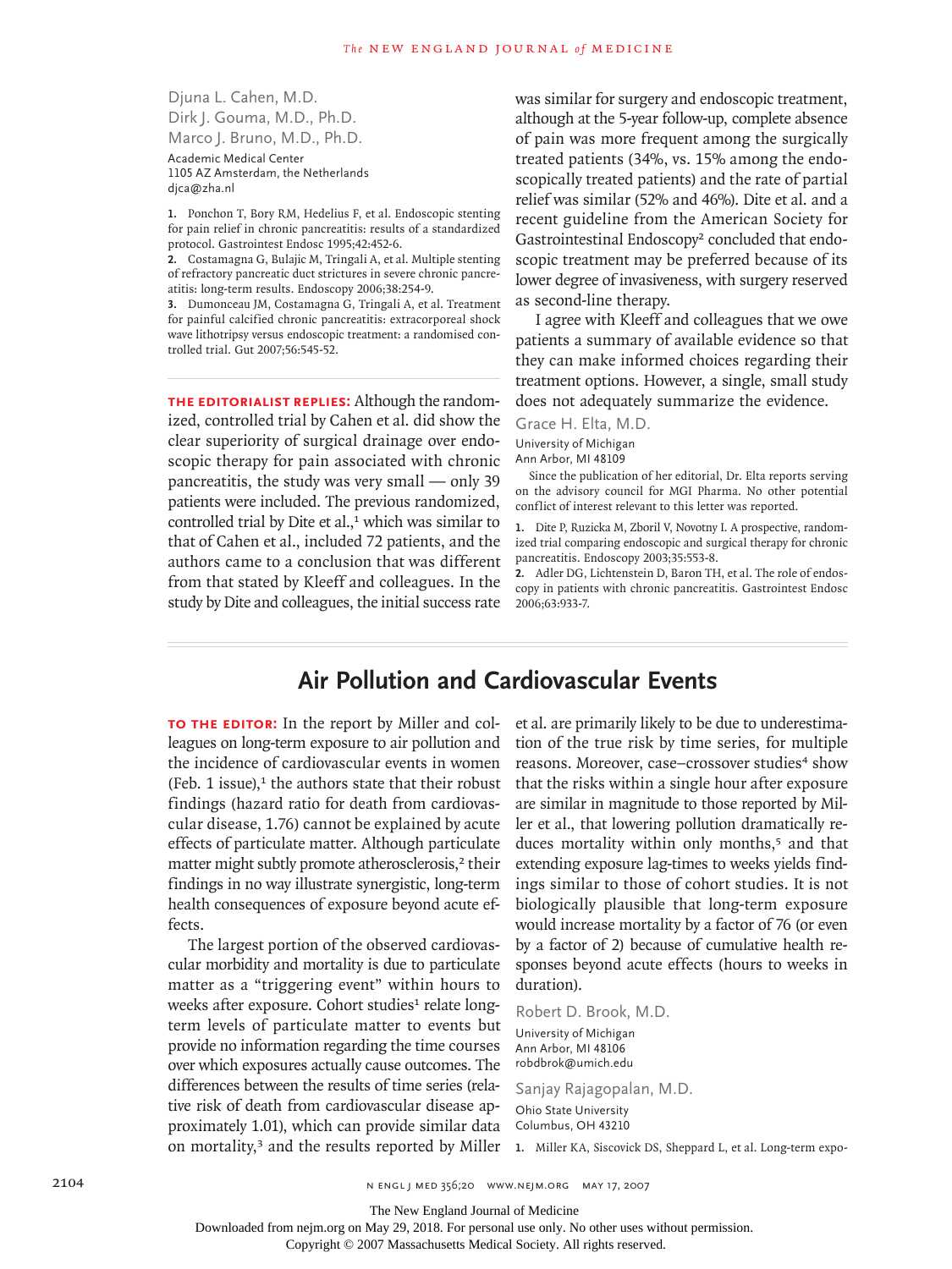Djuna L. Cahen, M.D.
Dirk J. Gouma, M.D., Ph.D.
Marco J. Bruno, M.D., Ph.D.

Academic Medical Center
1105 AZ Amsterdam, the Netherlands
djca@zha.nl

1. Ponchon T, Bory RM, Hedelius F, et al. Endoscopic stenting for pain relief in chronic pancreatitis: results of a standardized protocol. Gastrointest Endosc 1995;42:452-6.
2. Costamagna G, Bulajic M, Tringali A, et al. Multiple stenting of refractory pancreatic duct strictures in severe chronic pancreatitis: long-term results. Endoscopy 2006;38:254-9.
3. Dumonceau JM, Costamagna G, Tringali A, et al. Treatment for painful calcified chronic pancreatitis: extracorporeal shock wave lithotripsy versus endoscopic treatment: a randomised controlled trial. Gut 2007;56:545-52.

**THE EDITORIALIST REPLIES:** Although the randomized, controlled trial by Cahen et al. did show the clear superiority of surgical drainage over endoscopic therapy for pain associated with chronic pancreatitis, the study was very small — only 39 patients were included. The previous randomized, controlled trial by Dite et al.,[1] which was similar to that of Cahen et al., included 72 patients, and the authors came to a conclusion that was different from that stated by Kleeff and colleagues. In the study by Dite and colleagues, the initial success rate was similar for surgery and endoscopic treatment, although at the 5-year follow-up, complete absence of pain was more frequent among the surgically treated patients (34%, vs. 15% among the endoscopically treated patients) and the rate of partial relief was similar (52% and 46%). Dite et al. and a recent guideline from the American Society for Gastrointestinal Endoscopy[2] concluded that endoscopic treatment may be preferred because of its lower degree of invasiveness, with surgery reserved as second-line therapy.

I agree with Kleeff and colleagues that we owe patients a summary of available evidence so that they can make informed choices regarding their treatment options. However, a single, small study does not adequately summarize the evidence.

Grace H. Elta, M.D.

University of Michigan
Ann Arbor, MI 48109

Since the publication of her editorial, Dr. Elta reports serving on the advisory council for MGI Pharma. No other potential conflict of interest relevant to this letter was reported.

1. Dite P, Ruzicka M, Zboril V, Novotny I. A prospective, randomized trial comparing endoscopic and surgical therapy for chronic pancreatitis. Endoscopy 2003;35:553-8.
2. Adler DG, Lichtenstein D, Baron TH, et al. The role of endoscopy in patients with chronic pancreatitis. Gastrointest Endosc 2006;63:933-7.

## Air Pollution and Cardiovascular Events

**TO THE EDITOR:** In the report by Miller and colleagues on long-term exposure to air pollution and the incidence of cardiovascular events in women (Feb. 1 issue),[1] the authors state that their robust findings (hazard ratio for death from cardiovascular disease, 1.76) cannot be explained by acute effects of particulate matter. Although particulate matter might subtly promote atherosclerosis,[2] their findings in no way illustrate synergistic, long-term health consequences of exposure beyond acute effects.

The largest portion of the observed cardiovascular morbidity and mortality is due to particulate matter as a "triggering event" within hours to weeks after exposure. Cohort studies[1] relate long-term levels of particulate matter to events but provide no information regarding the time courses over which exposures actually cause outcomes. The differences between the results of time series (relative risk of death from cardiovascular disease approximately 1.01), which can provide similar data on mortality,[3] and the results reported by Miller et al. are primarily likely to be due to underestimation of the true risk by time series, for multiple reasons. Moreover, case–crossover studies[4] show that the risks within a single hour after exposure are similar in magnitude to those reported by Miller et al., that lowering pollution dramatically reduces mortality within only months,[5] and that extending exposure lag-times to weeks yields findings similar to those of cohort studies. It is not biologically plausible that long-term exposure would increase mortality by a factor of 76 (or even by a factor of 2) because of cumulative health responses beyond acute effects (hours to weeks in duration).

Robert D. Brook, M.D.

University of Michigan
Ann Arbor, MI 48106
robdbrok@umich.edu

Sanjay Rajagopalan, M.D.

Ohio State University
Columbus, OH 43210

1. Miller KA, Siscovick DS, Sheppard L, et al. Long-term expo-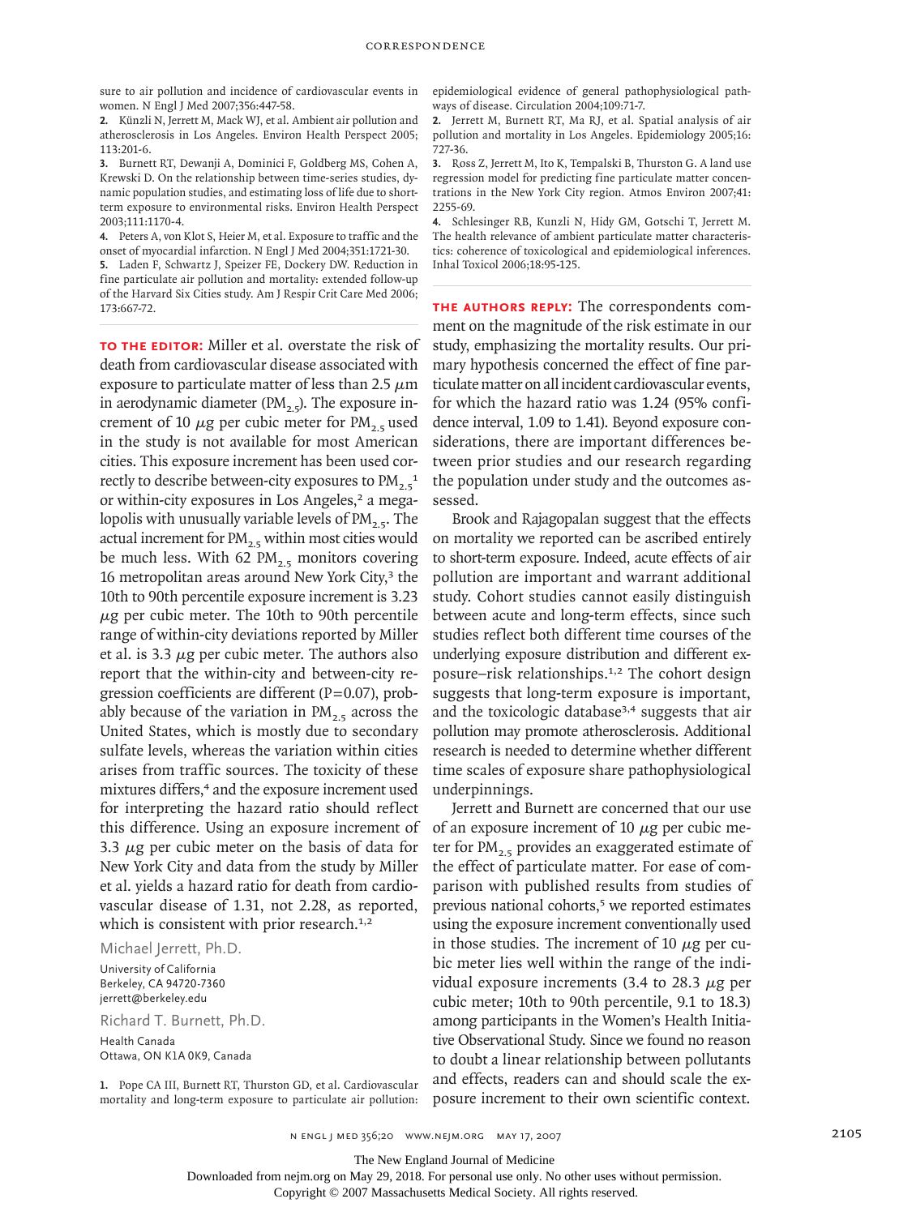sure to air pollution and incidence of cardiovascular events in women. N Engl J Med 2007;356:447-58.

2. Künzli N, Jerrett M, Mack WJ, et al. Ambient air pollution and atherosclerosis in Los Angeles. Environ Health Perspect 2005; 113:201-6.

3. Burnett RT, Dewanji A, Dominici F, Goldberg MS, Cohen A, Krewski D. On the relationship between time-series studies, dynamic population studies, and estimating loss of life due to short-term exposure to environmental risks. Environ Health Perspect 2003;111:1170-4.

4. Peters A, von Klot S, Heier M, et al. Exposure to traffic and the onset of myocardial infarction. N Engl J Med 2004;351:1721-30.

5. Laden F, Schwartz J, Speizer FE, Dockery DW. Reduction in fine particulate air pollution and mortality: extended follow-up of the Harvard Six Cities study. Am J Respir Crit Care Med 2006; 173:667-72.

**TO THE EDITOR:** Miller et al. overstate the risk of death from cardiovascular disease associated with exposure to particulate matter of less than 2.5 $\mu$m in aerodynamic diameter ($PM_{2.5}$). The exposure increment of 10 $\mu$g per cubic meter for $PM_{2.5}$ used in the study is not available for most American cities. This exposure increment has been used correctly to describe between-city exposures to $PM_{2.5}$[1] or within-city exposures in Los Angeles,[2] a megalopolis with unusually variable levels of $PM_{2.5}$. The actual increment for $PM_{2.5}$ within most cities would be much less. With 62 $PM_{2.5}$ monitors covering 16 metropolitan areas around New York City,[3] the 10th to 90th percentile exposure increment is 3.23 $\mu$g per cubic meter. The 10th to 90th percentile range of within-city deviations reported by Miller et al. is 3.3 $\mu$g per cubic meter. The authors also report that the within-city and between-city regression coefficients are different ($P=0.07$), probably because of the variation in $PM_{2.5}$ across the United States, which is mostly due to secondary sulfate levels, whereas the variation within cities arises from traffic sources. The toxicity of these mixtures differs,[4] and the exposure increment used for interpreting the hazard ratio should reflect this difference. Using an exposure increment of 3.3 $\mu$g per cubic meter on the basis of data for New York City and data from the study by Miller et al. yields a hazard ratio for death from cardiovascular disease of 1.31, not 2.28, as reported, which is consistent with prior research.[1,2]

Michael Jerrett, Ph.D.
University of California
Berkeley, CA 94720-7360
jerrett@berkeley.edu

Richard T. Burnett, Ph.D.
Health Canada
Ottawa, ON K1A 0K9, Canada

1. Pope CA III, Burnett RT, Thurston GD, et al. Cardiovascular mortality and long-term exposure to particulate air pollution: epidemiological evidence of general pathophysiological pathways of disease. Circulation 2004;109:71-7.

2. Jerrett M, Burnett RT, Ma RJ, et al. Spatial analysis of air pollution and mortality in Los Angeles. Epidemiology 2005;16: 727-36.

3. Ross Z, Jerrett M, Ito K, Tempalski B, Thurston G. A land use regression model for predicting fine particulate matter concentrations in the New York City region. Atmos Environ 2007;41: 2255-69.

4. Schlesinger RB, Kunzli N, Hidy GM, Gotschi T, Jerrett M. The health relevance of ambient particulate matter characteristics: coherence of toxicological and epidemiological inferences. Inhal Toxicol 2006;18:95-125.

**THE AUTHORS REPLY:** The correspondents comment on the magnitude of the risk estimate in our study, emphasizing the mortality results. Our primary hypothesis concerned the effect of fine particulate matter on all incident cardiovascular events, for which the hazard ratio was 1.24 (95% confidence interval, 1.09 to 1.41). Beyond exposure considerations, there are important differences between prior studies and our research regarding the population under study and the outcomes assessed.

Brook and Rajagopalan suggest that the effects on mortality we reported can be ascribed entirely to short-term exposure. Indeed, acute effects of air pollution are important and warrant additional study. Cohort studies cannot easily distinguish between acute and long-term effects, since such studies reflect both different time courses of the underlying exposure distribution and different exposure–risk relationships.[1,2] The cohort design suggests that long-term exposure is important, and the toxicologic database[3,4] suggests that air pollution may promote atherosclerosis. Additional research is needed to determine whether different time scales of exposure share pathophysiological underpinnings.

Jerrett and Burnett are concerned that our use of an exposure increment of 10 $\mu$g per cubic meter for $PM_{2.5}$ provides an exaggerated estimate of the effect of particulate matter. For ease of comparison with published results from studies of previous national cohorts,[5] we reported estimates using the exposure increment conventionally used in those studies. The increment of 10 $\mu$g per cubic meter lies well within the range of the individual exposure increments (3.4 to 28.3 $\mu$g per cubic meter; 10th to 90th percentile, 9.1 to 18.3) among participants in the Women's Health Initiative Observational Study. Since we found no reason to doubt a linear relationship between pollutants and effects, readers can and should scale the exposure increment to their own scientific context.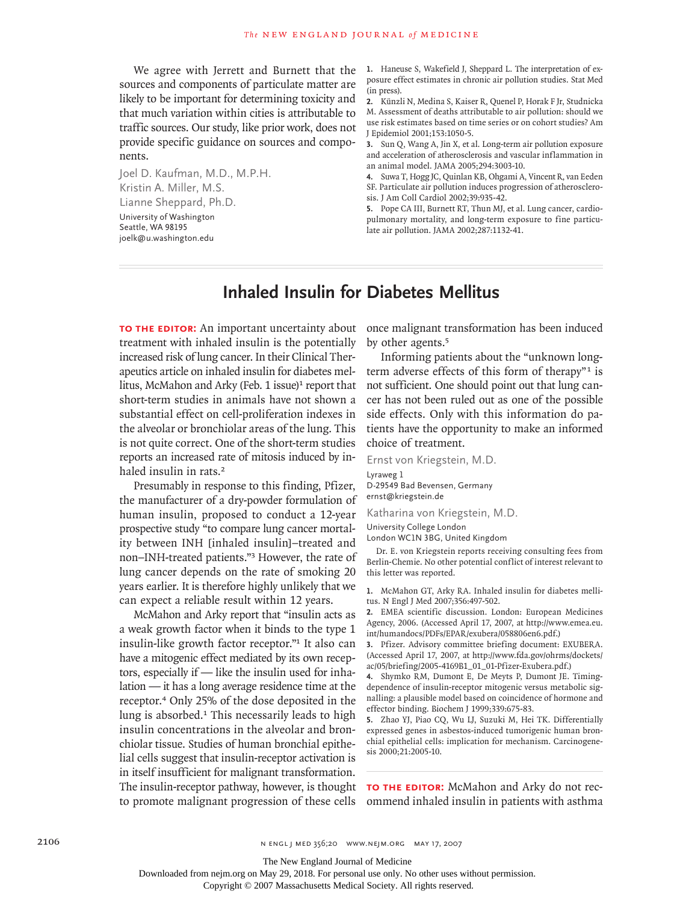We agree with Jerrett and Burnett that the sources and components of particulate matter are likely to be important for determining toxicity and that much variation within cities is attributable to traffic sources. Our study, like prior work, does not provide specific guidance on sources and components.

Joel D. Kaufman, M.D., M.P.H.
Kristin A. Miller, M.S.
Lianne Sheppard, Ph.D.
University of Washington
Seattle, WA 98195
joelk@u.washington.edu

1. Haneuse S, Wakefield J, Sheppard L. The interpretation of exposure effect estimates in chronic air pollution studies. Stat Med (in press).
2. Künzli N, Medina S, Kaiser R, Quenel P, Horak F Jr, Studnicka M. Assessment of deaths attributable to air pollution: should we use risk estimates based on time series or on cohort studies? Am J Epidemiol 2001;153:1050-5.
3. Sun Q, Wang A, Jin X, et al. Long-term air pollution exposure and acceleration of atherosclerosis and vascular inflammation in an animal model. JAMA 2005;294:3003-10.
4. Suwa T, Hogg JC, Quinlan KB, Ohgami A, Vincent R, van Eeden SF. Particulate air pollution induces progression of atherosclerosis. J Am Coll Cardiol 2002;39:935-42.
5. Pope CA III, Burnett RT, Thun MJ, et al. Lung cancer, cardiopulmonary mortality, and long-term exposure to fine particulate air pollution. JAMA 2002;287:1132-41.

# Inhaled Insulin for Diabetes Mellitus

**TO THE EDITOR:** An important uncertainty about treatment with inhaled insulin is the potentially increased risk of lung cancer. In their Clinical Therapeutics article on inhaled insulin for diabetes mellitus, McMahon and Arky (Feb. 1 issue)[1] report that short-term studies in animals have not shown a substantial effect on cell-proliferation indexes in the alveolar or bronchiolar areas of the lung. This is not quite correct. One of the short-term studies reports an increased rate of mitosis induced by inhaled insulin in rats.[2]

Presumably in response to this finding, Pfizer, the manufacturer of a dry-powder formulation of human insulin, proposed to conduct a 12-year prospective study "to compare lung cancer mortality between INH [inhaled insulin]–treated and non–INH-treated patients."[3] However, the rate of lung cancer depends on the rate of smoking 20 years earlier. It is therefore highly unlikely that we can expect a reliable result within 12 years.

McMahon and Arky report that "insulin acts as a weak growth factor when it binds to the type 1 insulin-like growth factor receptor."[1] It also can have a mitogenic effect mediated by its own receptors, especially if — like the insulin used for inhalation — it has a long average residence time at the receptor.[4] Only 25% of the dose deposited in the lung is absorbed.[1] This necessarily leads to high insulin concentrations in the alveolar and bronchiolar tissue. Studies of human bronchial epithelial cells suggest that insulin-receptor activation is in itself insufficient for malignant transformation. The insulin-receptor pathway, however, is thought to promote malignant progression of these cells once malignant transformation has been induced by other agents.[5]

Informing patients about the "unknown long-term adverse effects of this form of therapy"[1] is not sufficient. One should point out that lung cancer has not been ruled out as one of the possible side effects. Only with this information do patients have the opportunity to make an informed choice of treatment.

Ernst von Kriegstein, M.D.
Lyraweg 1
D-29549 Bad Bevensen, Germany
ernst@kriegstein.de

Katharina von Kriegstein, M.D.
University College London
London WC1N 3BG, United Kingdom

Dr. E. von Kriegstein reports receiving consulting fees from Berlin-Chemie. No other potential conflict of interest relevant to this letter was reported.

1. McMahon GT, Arky RA. Inhaled insulin for diabetes mellitus. N Engl J Med 2007;356:497-502.
2. EMEA scientific discussion. London: European Medicines Agency, 2006. (Accessed April 17, 2007, at http://www.emea.eu.int/humandocs/PDFs/EPAR/exubera/058806en6.pdf.)
3. Pfizer. Advisory committee briefing document: EXUBERA. (Accessed April 17, 2007, at http://www.fda.gov/ohrms/dockets/ac/05/briefing/2005-4169B1_01_01-Pfizer-Exubera.pdf.)
4. Shymko RM, Dumont E, De Meyts P, Dumont JE. Timing-dependence of insulin-receptor mitogenic versus metabolic signalling: a plausible model based on coincidence of hormone and effector binding. Biochem J 1999;339:675-83.
5. Zhao YJ, Piao CQ, Wu LJ, Suzuki M, Hei TK. Differentially expressed genes in asbestos-induced tumorigenic human bronchial epithelial cells: implication for mechanism. Carcinogenesis 2000;21:2005-10.

**TO THE EDITOR:** McMahon and Arky do not recommend inhaled insulin in patients with asthma